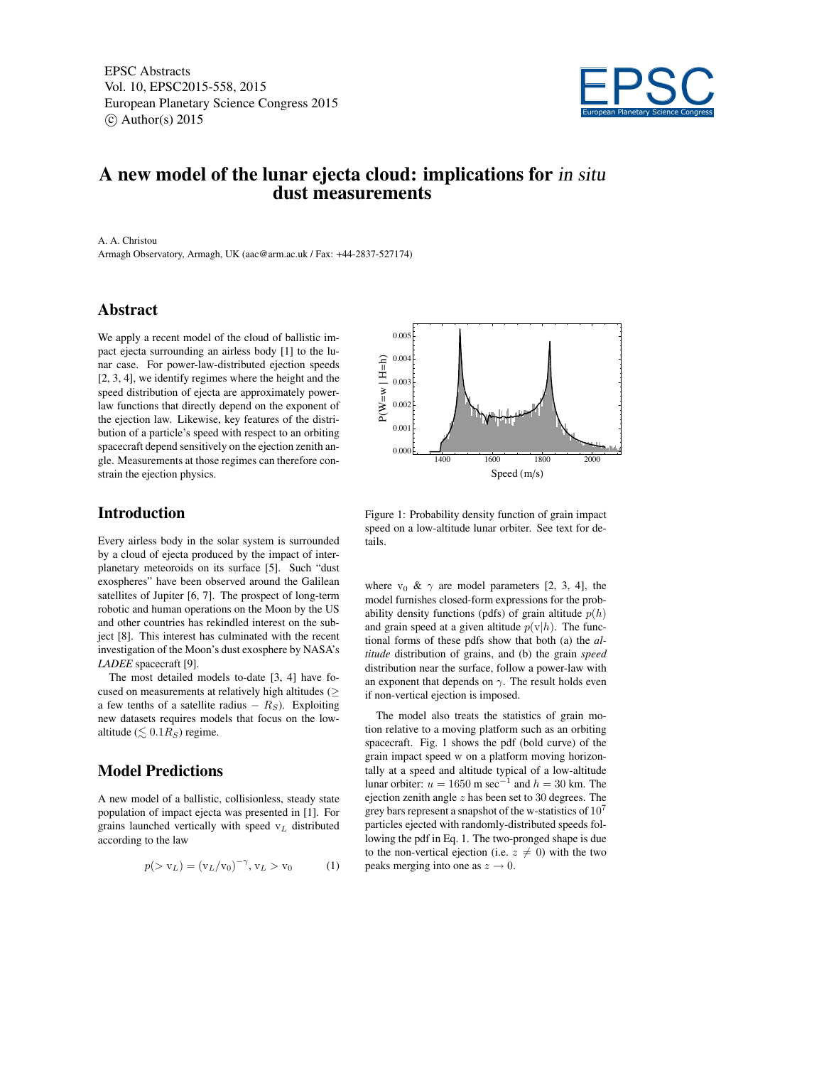# A new model of the lunar ejecta cloud: implications for *in situ* dust measurements

A. A. Christou
Armagh Observatory, Armagh, UK (aac@arm.ac.uk / Fax: +44-2837-527174)

## Abstract

We apply a recent model of the cloud of ballistic impact ejecta surrounding an airless body [1] to the lunar case. For power-law-distributed ejection speeds [2, 3, 4], we identify regimes where the height and the speed distribution of ejecta are approximately power-law functions that directly depend on the exponent of the ejection law. Likewise, key features of the distribution of a particle's speed with respect to an orbiting spacecraft depend sensitively on the ejection zenith angle. Measurements at those regimes can therefore constrain the ejection physics.

## Introduction

Every airless body in the solar system is surrounded by a cloud of ejecta produced by the impact of interplanetary meteoroids on its surface [5]. Such "dust exospheres" have been observed around the Galilean satellites of Jupiter [6, 7]. The prospect of long-term robotic and human operations on the Moon by the US and other countries has rekindled interest on the subject [8]. This interest has culminated with the recent investigation of the Moon's dust exosphere by NASA's *LADEE* spacecraft [9].

The most detailed models to-date [3, 4] have focused on measurements at relatively high altitudes ($\geq$ a few tenths of a satellite radius – $R_S$). Exploiting new datasets requires models that focus on the low-altitude ($\lesssim 0.1 R_S$) regime.

## Model Predictions

A new model of a ballistic, collisionless, steady state population of impact ejecta was presented in [1]. For grains launched vertically with speed $\mathrm{v}_L$ distributed according to the law

$$p(> \mathrm{v}_L) = (\mathrm{v}_L/\mathrm{v}_0)^{-\gamma}, \mathrm{v}_L > \mathrm{v}_0 \qquad (1)$$

where $\mathrm{v}_0$ & $\gamma$ are model parameters [2, 3, 4], the model furnishes closed-form expressions for the probability density functions (pdfs) of grain altitude $p(h)$ and grain speed at a given altitude $p(\mathrm{v}|h)$. The functional forms of these pdfs show that both (a) the *altitude* distribution of grains, and (b) the grain *speed* distribution near the surface, follow a power-law with an exponent that depends on $\gamma$. The result holds even if non-vertical ejection is imposed.

The model also treats the statistics of grain motion relative to a moving platform such as an orbiting spacecraft. Fig. 1 shows the pdf (bold curve) of the grain impact speed w on a platform moving horizontally at a speed and altitude typical of a low-altitude lunar orbiter: $u = 1650$ m sec$^{-1}$ and $h = 30$ km. The ejection zenith angle $z$ has been set to 30 degrees. The grey bars represent a snapshot of the w-statistics of $10^7$ particles ejected with randomly-distributed speeds following the pdf in Eq. 1. The two-pronged shape is due to the non-vertical ejection (i.e. $z \neq 0$) with the two peaks merging into one as $z \to 0$.

Figure 1: Probability density function of grain impact speed on a low-altitude lunar orbiter. See text for details.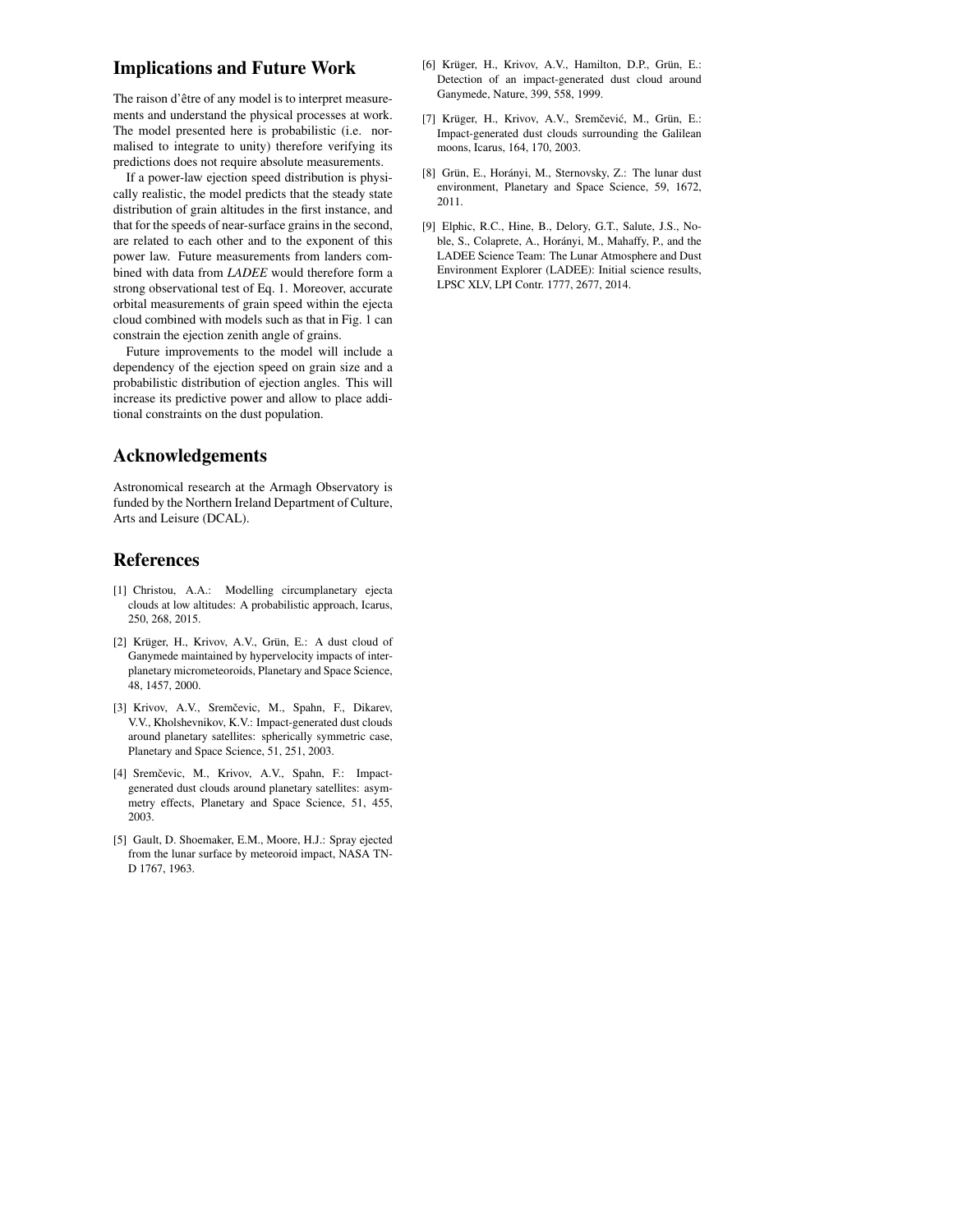## Implications and Future Work

The raison d'être of any model is to interpret measurements and understand the physical processes at work. The model presented here is probabilistic (i.e. normalised to integrate to unity) therefore verifying its predictions does not require absolute measurements.

If a power-law ejection speed distribution is physically realistic, the model predicts that the steady state distribution of grain altitudes in the first instance, and that for the speeds of near-surface grains in the second, are related to each other and to the exponent of this power law. Future measurements from landers combined with data from *LADEE* would therefore form a strong observational test of Eq. 1. Moreover, accurate orbital measurements of grain speed within the ejecta cloud combined with models such as that in Fig. 1 can constrain the ejection zenith angle of grains.

Future improvements to the model will include a dependency of the ejection speed on grain size and a probabilistic distribution of ejection angles. This will increase its predictive power and allow to place additional constraints on the dust population.

## Acknowledgements

Astronomical research at the Armagh Observatory is funded by the Northern Ireland Department of Culture, Arts and Leisure (DCAL).

## References

[1] Christou, A.A.: Modelling circumplanetary ejecta clouds at low altitudes: A probabilistic approach, Icarus, 250, 268, 2015.

[2] Krüger, H., Krivov, A.V., Grün, E.: A dust cloud of Ganymede maintained by hypervelocity impacts of interplanetary micrometeoroids, Planetary and Space Science, 48, 1457, 2000.

[3] Krivov, A.V., Sremčevic, M., Spahn, F., Dikarev, V.V., Kholshevnikov, K.V.: Impact-generated dust clouds around planetary satellites: spherically symmetric case, Planetary and Space Science, 51, 251, 2003.

[4] Sremčevic, M., Krivov, A.V., Spahn, F.: Impact-generated dust clouds around planetary satellites: asymmetry effects, Planetary and Space Science, 51, 455, 2003.

[5] Gault, D. Shoemaker, E.M., Moore, H.J.: Spray ejected from the lunar surface by meteoroid impact, NASA TN-D 1767, 1963.

[6] Krüger, H., Krivov, A.V., Hamilton, D.P., Grün, E.: Detection of an impact-generated dust cloud around Ganymede, Nature, 399, 558, 1999.

[7] Krüger, H., Krivov, A.V., Sremčević, M., Grün, E.: Impact-generated dust clouds surrounding the Galilean moons, Icarus, 164, 170, 2003.

[8] Grün, E., Horányi, M., Sternovsky, Z.: The lunar dust environment, Planetary and Space Science, 59, 1672, 2011.

[9] Elphic, R.C., Hine, B., Delory, G.T., Salute, J.S., Noble, S., Colaprete, A., Horányi, M., Mahaffy, P., and the LADEE Science Team: The Lunar Atmosphere and Dust Environment Explorer (LADEE): Initial science results, LPSC XLV, LPI Contr. 1777, 2677, 2014.